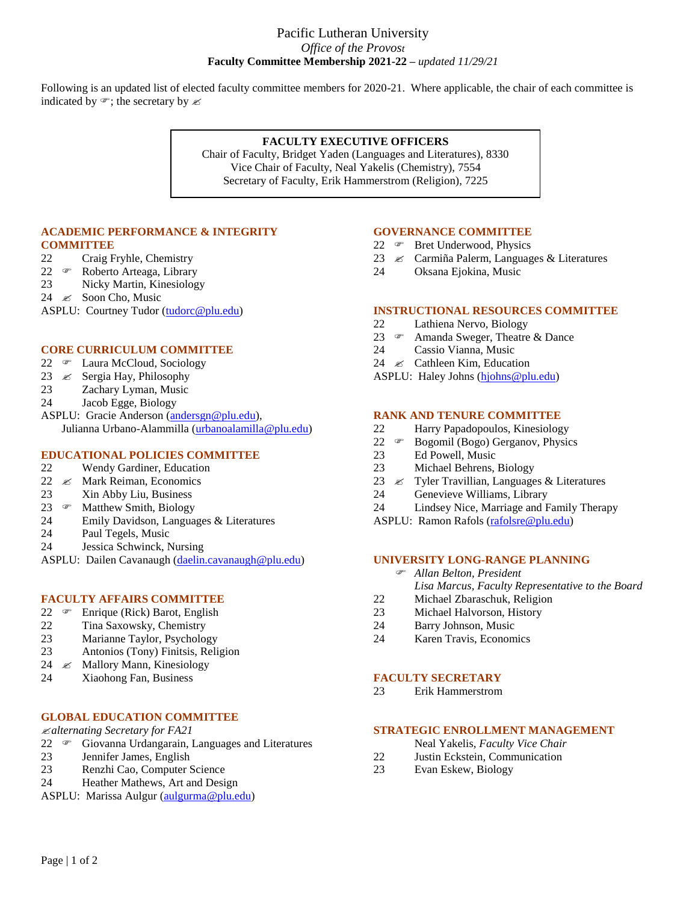# Pacific Lutheran University

*Office of the Provost*

**Faculty Committee Membership 2021-22 –** *updated 11/29/21*

Following is an updated list of elected faculty committee members for 2020-21. Where applicable, the chair of each committee is indicated by ☞; the secretary by ✍

**FACULTY EXECUTIVE OFFICERS**

Chair of Faculty, Bridget Yaden (Languages and Literatures), 8330

Vice Chair of Faculty, Neal Yakelis (Chemistry), 7554

Secretary of Faculty, Erik Hammerstrom (Religion), 7225

## ACADEMIC PERFORMANCE & INTEGRITY COMMITTEE

- 22 Craig Fryhle, Chemistry
- 22 ☞ Roberto Arteaga, Library
- 23 Nicky Martin, Kinesiology
- 24 ✍ Soon Cho, Music

ASPLU: Courtney Tudor (tudorc@plu.edu)

## CORE CURRICULUM COMMITTEE

- 22 ☞ Laura McCloud, Sociology
- 23 ✍ Sergia Hay, Philosophy
- 23 Zachary Lyman, Music
- 24 Jacob Egge, Biology

ASPLU: Gracie Anderson (andersgn@plu.edu), Julianna Urbano-Alammilla (urbanoalamilla@plu.edu)

## EDUCATIONAL POLICIES COMMITTEE

- 22 Wendy Gardiner, Education
- 22 ✍ Mark Reiman, Economics
- 23 Xin Abby Liu, Business
- 23 ☞ Matthew Smith, Biology
- 24 Emily Davidson, Languages & Literatures
- 24 Paul Tegels, Music
- 24 Jessica Schwinck, Nursing

ASPLU: Dailen Cavanaugh (daelin.cavanaugh@plu.edu)

## FACULTY AFFAIRS COMMITTEE

- 22 ☞ Enrique (Rick) Barot, English
- 22 Tina Saxowsky, Chemistry
- 23 Marianne Taylor, Psychology
- 23 Antonios (Tony) Finitsis, Religion
- 24 ✍ Mallory Mann, Kinesiology
- 24 Xiaohong Fan, Business

## GLOBAL EDUCATION COMMITTEE

✍*alternating Secretary for FA21*

- 22 ☞ Giovanna Urdangarain, Languages and Literatures
- 23 Jennifer James, English
- 23 Renzhi Cao, Computer Science
- 24 Heather Mathews, Art and Design

ASPLU: Marissa Aulgur (aulgurma@plu.edu)

## GOVERNANCE COMMITTEE

- 22 ☞ Bret Underwood, Physics
- 23 ✍ Carmiña Palerm, Languages & Literatures
- 24 Oksana Ejokina, Music

## INSTRUCTIONAL RESOURCES COMMITTEE

- 22 Lathiena Nervo, Biology
- 23 ☞ Amanda Sweger, Theatre & Dance
- 24 Cassio Vianna, Music
- 24 ✍ Cathleen Kim, Education

ASPLU: Haley Johns (hjohns@plu.edu)

## RANK AND TENURE COMMITTEE

- 22 Harry Papadopoulos, Kinesiology
- 22 ☞ Bogomil (Bogo) Gerganov, Physics
- 23 Ed Powell, Music
- 23 Michael Behrens, Biology
- 23 ✍ Tyler Travillian, Languages & Literatures
- 24 Genevieve Williams, Library
- 24 Lindsey Nice, Marriage and Family Therapy

ASPLU: Ramon Rafols (rafolsre@plu.edu)

## UNIVERSITY LONG-RANGE PLANNING

- ☞ *Allan Belton, President*
- *Lisa Marcus, Faculty Representative to the Board*
- 22 Michael Zbaraschuk, Religion
- 23 Michael Halvorson, History
- 24 Barry Johnson, Music
- 24 Karen Travis, Economics

## FACULTY SECRETARY

- 23 Erik Hammerstrom

## STRATEGIC ENROLLMENT MANAGEMENT

- Neal Yakelis, *Faculty Vice Chair*
- 22 Justin Eckstein, Communication
- 23 Evan Eskew, Biology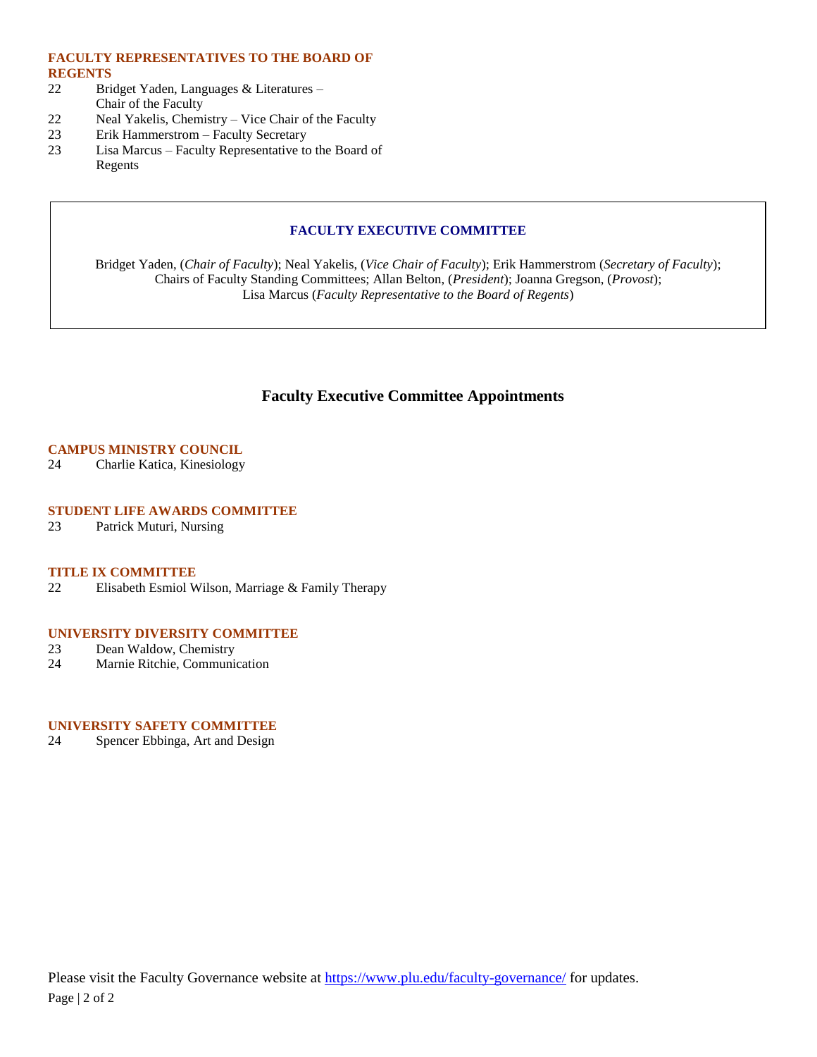### FACULTY REPRESENTATIVES TO THE BOARD OF REGENTS

22 Bridget Yaden, Languages & Literatures – Chair of the Faculty
22 Neal Yakelis, Chemistry – Vice Chair of the Faculty
23 Erik Hammerstrom – Faculty Secretary
23 Lisa Marcus – Faculty Representative to the Board of Regents

### FACULTY EXECUTIVE COMMITTEE

Bridget Yaden, (*Chair of Faculty*); Neal Yakelis, (*Vice Chair of Faculty*); Erik Hammerstrom (*Secretary of Faculty*); Chairs of Faculty Standing Committees; Allan Belton, (*President*); Joanna Gregson, (*Provost*); Lisa Marcus (*Faculty Representative to the Board of Regents*)

## Faculty Executive Committee Appointments

### CAMPUS MINISTRY COUNCIL

24 Charlie Katica, Kinesiology

### STUDENT LIFE AWARDS COMMITTEE

23 Patrick Muturi, Nursing

### TITLE IX COMMITTEE

22 Elisabeth Esmiol Wilson, Marriage & Family Therapy

### UNIVERSITY DIVERSITY COMMITTEE

23 Dean Waldow, Chemistry
24 Marnie Ritchie, Communication

### UNIVERSITY SAFETY COMMITTEE

24 Spencer Ebbinga, Art and Design

Please visit the Faculty Governance website at https://www.plu.edu/faculty-governance/ for updates.